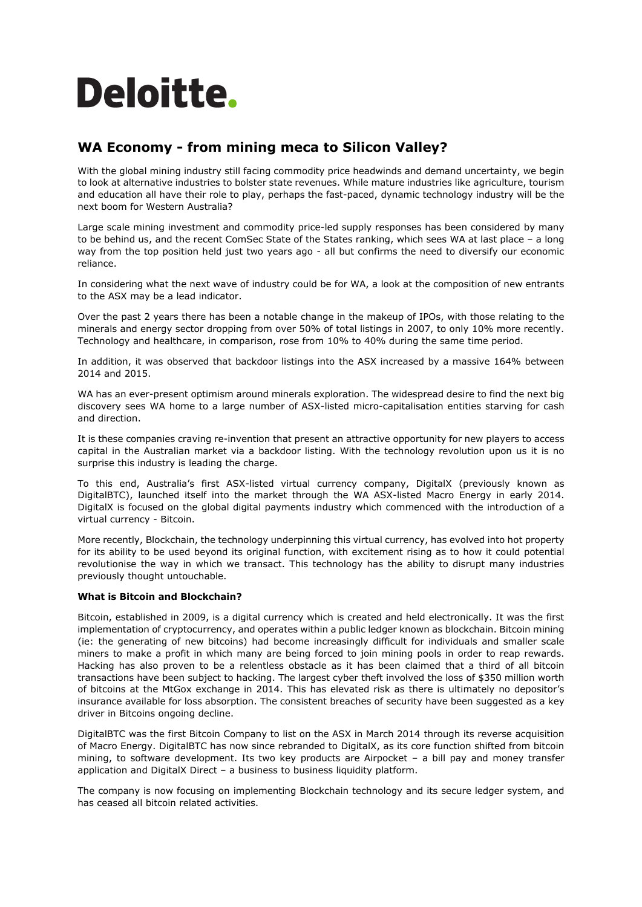# Deloitte.

## WA Economy - from mining meca to Silicon Valley?

With the global mining industry still facing commodity price headwinds and demand uncertainty, we begin to look at alternative industries to bolster state revenues. While mature industries like agriculture, tourism and education all have their role to play, perhaps the fast-paced, dynamic technology industry will be the next boom for Western Australia?

Large scale mining investment and commodity price-led supply responses has been considered by many to be behind us, and the recent ComSec State of the States ranking, which sees WA at last place – a long way from the top position held just two years ago - all but confirms the need to diversify our economic reliance.

In considering what the next wave of industry could be for WA, a look at the composition of new entrants to the ASX may be a lead indicator.

Over the past 2 years there has been a notable change in the makeup of IPOs, with those relating to the minerals and energy sector dropping from over 50% of total listings in 2007, to only 10% more recently. Technology and healthcare, in comparison, rose from 10% to 40% during the same time period.

In addition, it was observed that backdoor listings into the ASX increased by a massive 164% between 2014 and 2015.

WA has an ever-present optimism around minerals exploration. The widespread desire to find the next big discovery sees WA home to a large number of ASX-listed micro-capitalisation entities starving for cash and direction.

It is these companies craving re-invention that present an attractive opportunity for new players to access capital in the Australian market via a backdoor listing. With the technology revolution upon us it is no surprise this industry is leading the charge.

To this end, Australia's first ASX-listed virtual currency company, DigitalX (previously known as DigitalBTC), launched itself into the market through the WA ASX-listed Macro Energy in early 2014. DigitalX is focused on the global digital payments industry which commenced with the introduction of a virtual currency - Bitcoin.

More recently, Blockchain, the technology underpinning this virtual currency, has evolved into hot property for its ability to be used beyond its original function, with excitement rising as to how it could potential revolutionise the way in which we transact. This technology has the ability to disrupt many industries previously thought untouchable.

**What is Bitcoin and Blockchain?**

Bitcoin, established in 2009, is a digital currency which is created and held electronically. It was the first implementation of cryptocurrency, and operates within a public ledger known as blockchain. Bitcoin mining (ie: the generating of new bitcoins) had become increasingly difficult for individuals and smaller scale miners to make a profit in which many are being forced to join mining pools in order to reap rewards. Hacking has also proven to be a relentless obstacle as it has been claimed that a third of all bitcoin transactions have been subject to hacking. The largest cyber theft involved the loss of $350 million worth of bitcoins at the MtGox exchange in 2014. This has elevated risk as there is ultimately no depositor's insurance available for loss absorption. The consistent breaches of security have been suggested as a key driver in Bitcoins ongoing decline.

DigitalBTC was the first Bitcoin Company to list on the ASX in March 2014 through its reverse acquisition of Macro Energy. DigitalBTC has now since rebranded to DigitalX, as its core function shifted from bitcoin mining, to software development. Its two key products are Airpocket – a bill pay and money transfer application and DigitalX Direct – a business to business liquidity platform.

The company is now focusing on implementing Blockchain technology and its secure ledger system, and has ceased all bitcoin related activities.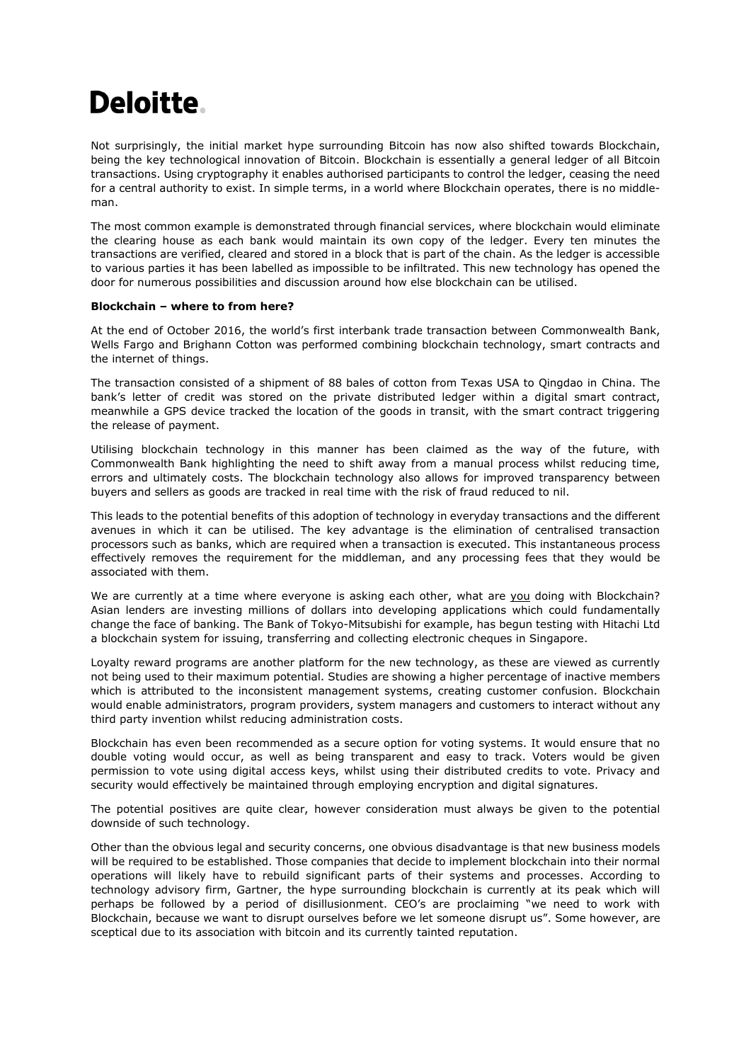Not surprisingly, the initial market hype surrounding Bitcoin has now also shifted towards Blockchain, being the key technological innovation of Bitcoin. Blockchain is essentially a general ledger of all Bitcoin transactions. Using cryptography it enables authorised participants to control the ledger, ceasing the need for a central authority to exist. In simple terms, in a world where Blockchain operates, there is no middle-man.

The most common example is demonstrated through financial services, where blockchain would eliminate the clearing house as each bank would maintain its own copy of the ledger. Every ten minutes the transactions are verified, cleared and stored in a block that is part of the chain. As the ledger is accessible to various parties it has been labelled as impossible to be infiltrated. This new technology has opened the door for numerous possibilities and discussion around how else blockchain can be utilised.

**Blockchain – where to from here?**

At the end of October 2016, the world's first interbank trade transaction between Commonwealth Bank, Wells Fargo and Brighann Cotton was performed combining blockchain technology, smart contracts and the internet of things.

The transaction consisted of a shipment of 88 bales of cotton from Texas USA to Qingdao in China. The bank's letter of credit was stored on the private distributed ledger within a digital smart contract, meanwhile a GPS device tracked the location of the goods in transit, with the smart contract triggering the release of payment.

Utilising blockchain technology in this manner has been claimed as the way of the future, with Commonwealth Bank highlighting the need to shift away from a manual process whilst reducing time, errors and ultimately costs. The blockchain technology also allows for improved transparency between buyers and sellers as goods are tracked in real time with the risk of fraud reduced to nil.

This leads to the potential benefits of this adoption of technology in everyday transactions and the different avenues in which it can be utilised. The key advantage is the elimination of centralised transaction processors such as banks, which are required when a transaction is executed. This instantaneous process effectively removes the requirement for the middleman, and any processing fees that they would be associated with them.

We are currently at a time where everyone is asking each other, what are <u>you</u> doing with Blockchain? Asian lenders are investing millions of dollars into developing applications which could fundamentally change the face of banking. The Bank of Tokyo-Mitsubishi for example, has begun testing with Hitachi Ltd a blockchain system for issuing, transferring and collecting electronic cheques in Singapore.

Loyalty reward programs are another platform for the new technology, as these are viewed as currently not being used to their maximum potential. Studies are showing a higher percentage of inactive members which is attributed to the inconsistent management systems, creating customer confusion. Blockchain would enable administrators, program providers, system managers and customers to interact without any third party invention whilst reducing administration costs.

Blockchain has even been recommended as a secure option for voting systems. It would ensure that no double voting would occur, as well as being transparent and easy to track. Voters would be given permission to vote using digital access keys, whilst using their distributed credits to vote. Privacy and security would effectively be maintained through employing encryption and digital signatures.

The potential positives are quite clear, however consideration must always be given to the potential downside of such technology.

Other than the obvious legal and security concerns, one obvious disadvantage is that new business models will be required to be established. Those companies that decide to implement blockchain into their normal operations will likely have to rebuild significant parts of their systems and processes. According to technology advisory firm, Gartner, the hype surrounding blockchain is currently at its peak which will perhaps be followed by a period of disillusionment. CEO's are proclaiming "we need to work with Blockchain, because we want to disrupt ourselves before we let someone disrupt us". Some however, are sceptical due to its association with bitcoin and its currently tainted reputation.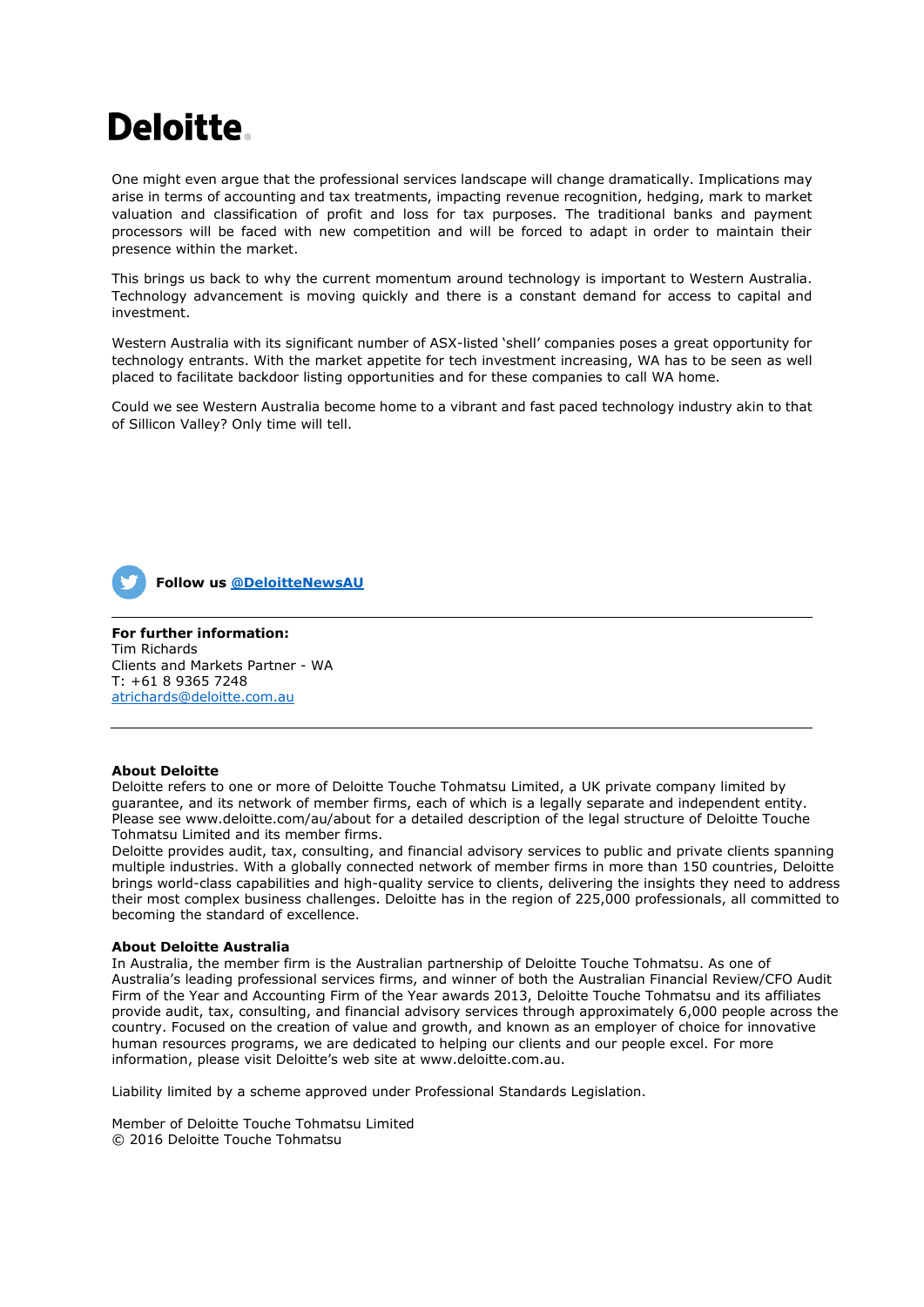# Deloitte.

One might even argue that the professional services landscape will change dramatically. Implications may arise in terms of accounting and tax treatments, impacting revenue recognition, hedging, mark to market valuation and classification of profit and loss for tax purposes. The traditional banks and payment processors will be faced with new competition and will be forced to adapt in order to maintain their presence within the market.

This brings us back to why the current momentum around technology is important to Western Australia. Technology advancement is moving quickly and there is a constant demand for access to capital and investment.

Western Australia with its significant number of ASX-listed 'shell' companies poses a great opportunity for technology entrants. With the market appetite for tech investment increasing, WA has to be seen as well placed to facilitate backdoor listing opportunities and for these companies to call WA home.

Could we see Western Australia become home to a vibrant and fast paced technology industry akin to that of Sillicon Valley? Only time will tell.

**Follow us [@DeloitteNewsAU]()**

---

**For further information:**
Tim Richards
Clients and Markets Partner - WA
T: +61 8 9365 7248
[atrichards@deloitte.com.au](mailto:atrichards@deloitte.com.au)

---

**About Deloitte**
Deloitte refers to one or more of Deloitte Touche Tohmatsu Limited, a UK private company limited by guarantee, and its network of member firms, each of which is a legally separate and independent entity. Please see www.deloitte.com/au/about for a detailed description of the legal structure of Deloitte Touche Tohmatsu Limited and its member firms.
Deloitte provides audit, tax, consulting, and financial advisory services to public and private clients spanning multiple industries. With a globally connected network of member firms in more than 150 countries, Deloitte brings world-class capabilities and high-quality service to clients, delivering the insights they need to address their most complex business challenges. Deloitte has in the region of 225,000 professionals, all committed to becoming the standard of excellence.

**About Deloitte Australia**
In Australia, the member firm is the Australian partnership of Deloitte Touche Tohmatsu. As one of Australia's leading professional services firms, and winner of both the Australian Financial Review/CFO Audit Firm of the Year and Accounting Firm of the Year awards 2013, Deloitte Touche Tohmatsu and its affiliates provide audit, tax, consulting, and financial advisory services through approximately 6,000 people across the country. Focused on the creation of value and growth, and known as an employer of choice for innovative human resources programs, we are dedicated to helping our clients and our people excel. For more information, please visit Deloitte's web site at www.deloitte.com.au.

Liability limited by a scheme approved under Professional Standards Legislation.

Member of Deloitte Touche Tohmatsu Limited
© 2016 Deloitte Touche Tohmatsu